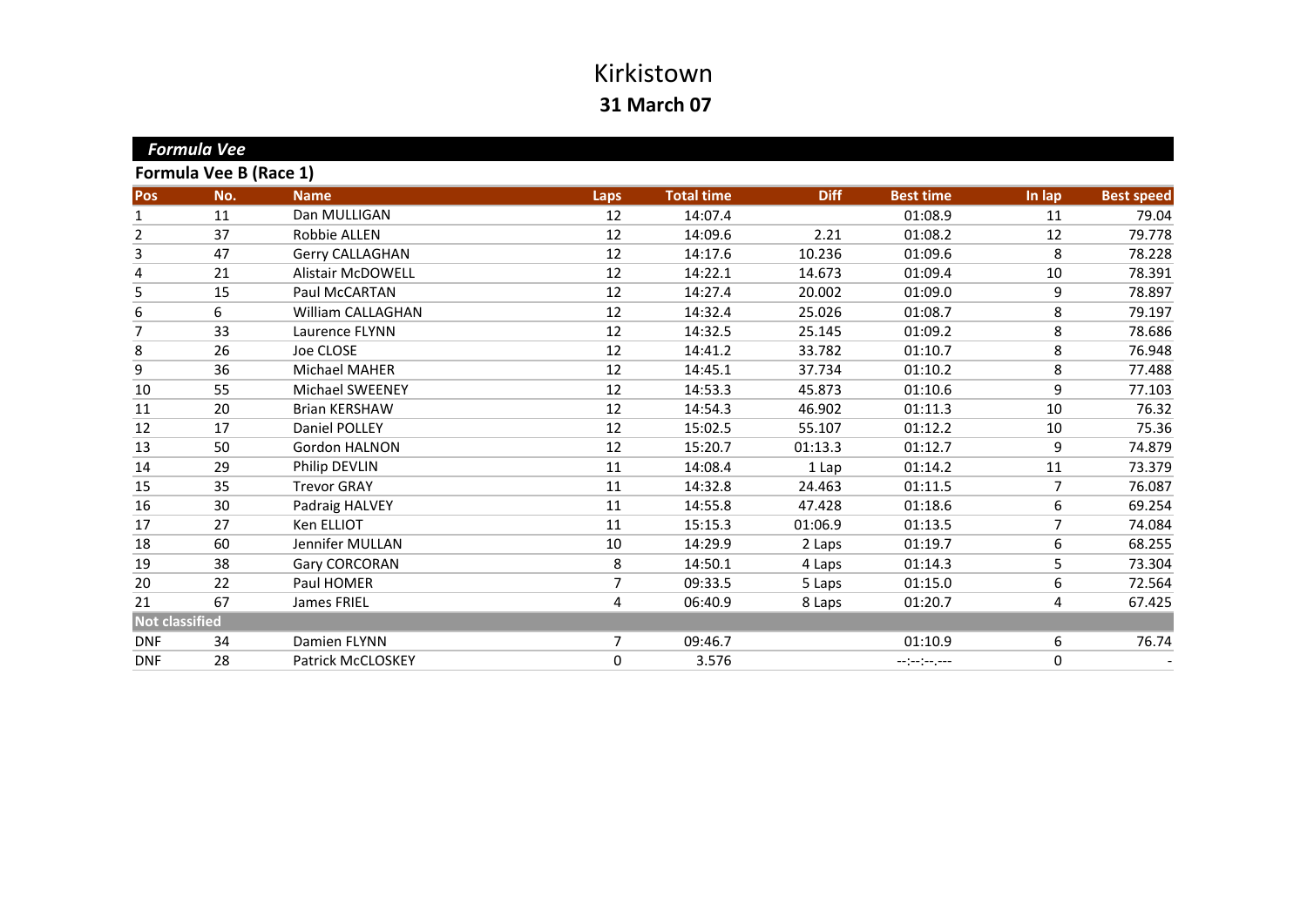# Kirkistown

## 31 March 07

### *Formula Vee*

### Formula Vee B (Race 1)

| Pos | No. | Name | Laps | Total time | Diff | Best time | In lap | Best speed |
|---|---|---|---|---|---|---|---|---|
| 1 | 11 | Dan MULLIGAN | 12 | 14:07.4 | | 01:08.9 | 11 | 79.04 |
| 2 | 37 | Robbie ALLEN | 12 | 14:09.6 | 2.21 | 01:08.2 | 12 | 79.778 |
| 3 | 47 | Gerry CALLAGHAN | 12 | 14:17.6 | 10.236 | 01:09.6 | 8 | 78.228 |
| 4 | 21 | Alistair McDOWELL | 12 | 14:22.1 | 14.673 | 01:09.4 | 10 | 78.391 |
| 5 | 15 | Paul McCARTAN | 12 | 14:27.4 | 20.002 | 01:09.0 | 9 | 78.897 |
| 6 | 6 | William CALLAGHAN | 12 | 14:32.4 | 25.026 | 01:08.7 | 8 | 79.197 |
| 7 | 33 | Laurence FLYNN | 12 | 14:32.5 | 25.145 | 01:09.2 | 8 | 78.686 |
| 8 | 26 | Joe CLOSE | 12 | 14:41.2 | 33.782 | 01:10.7 | 8 | 76.948 |
| 9 | 36 | Michael MAHER | 12 | 14:45.1 | 37.734 | 01:10.2 | 8 | 77.488 |
| 10 | 55 | Michael SWEENEY | 12 | 14:53.3 | 45.873 | 01:10.6 | 9 | 77.103 |
| 11 | 20 | Brian KERSHAW | 12 | 14:54.3 | 46.902 | 01:11.3 | 10 | 76.32 |
| 12 | 17 | Daniel POLLEY | 12 | 15:02.5 | 55.107 | 01:12.2 | 10 | 75.36 |
| 13 | 50 | Gordon HALNON | 12 | 15:20.7 | 01:13.3 | 01:12.7 | 9 | 74.879 |
| 14 | 29 | Philip DEVLIN | 11 | 14:08.4 | 1 Lap | 01:14.2 | 11 | 73.379 |
| 15 | 35 | Trevor GRAY | 11 | 14:32.8 | 24.463 | 01:11.5 | 7 | 76.087 |
| 16 | 30 | Padraig HALVEY | 11 | 14:55.8 | 47.428 | 01:18.6 | 6 | 69.254 |
| 17 | 27 | Ken ELLIOT | 11 | 15:15.3 | 01:06.9 | 01:13.5 | 7 | 74.084 |
| 18 | 60 | Jennifer MULLAN | 10 | 14:29.9 | 2 Laps | 01:19.7 | 6 | 68.255 |
| 19 | 38 | Gary CORCORAN | 8 | 14:50.1 | 4 Laps | 01:14.3 | 5 | 73.304 |
| 20 | 22 | Paul HOMER | 7 | 09:33.5 | 5 Laps | 01:15.0 | 6 | 72.564 |
| 21 | 67 | James FRIEL | 4 | 06:40.9 | 8 Laps | 01:20.7 | 4 | 67.425 |
| **Not classified** | | | | | | | | |
| DNF | 34 | Damien FLYNN | 7 | 09:46.7 | | 01:10.9 | 6 | 76.74 |
| DNF | 28 | Patrick McCLOSKEY | 0 | 3.576 | | --:--:--.--- | 0 | - |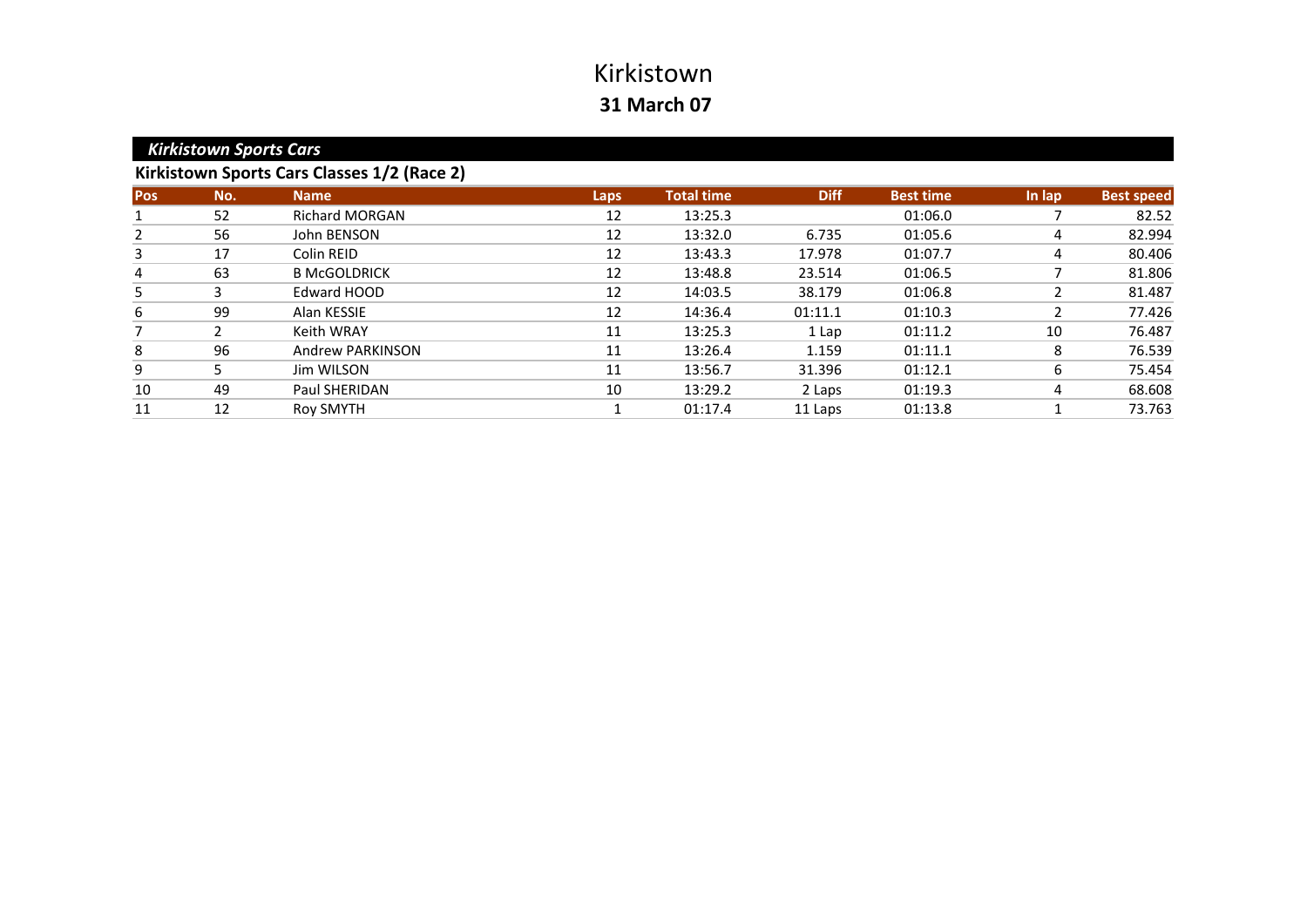# Kirkistown

**31 March 07**

## *Kirkistown Sports Cars*

### Kirkistown Sports Cars Classes 1/2 (Race 2)

| Pos | No. | Name | Laps | Total time | Diff | Best time | In lap | Best speed |
|---|---|---|---|---|---|---|---|---|
| 1 | 52 | Richard MORGAN | 12 | 13:25.3 | | 01:06.0 | 7 | 82.52 |
| 2 | 56 | John BENSON | 12 | 13:32.0 | 6.735 | 01:05.6 | 4 | 82.994 |
| 3 | 17 | Colin REID | 12 | 13:43.3 | 17.978 | 01:07.7 | 4 | 80.406 |
| 4 | 63 | B McGOLDRICK | 12 | 13:48.8 | 23.514 | 01:06.5 | 7 | 81.806 |
| 5 | 3 | Edward HOOD | 12 | 14:03.5 | 38.179 | 01:06.8 | 2 | 81.487 |
| 6 | 99 | Alan KESSIE | 12 | 14:36.4 | 01:11.1 | 01:10.3 | 2 | 77.426 |
| 7 | 2 | Keith WRAY | 11 | 13:25.3 | 1 Lap | 01:11.2 | 10 | 76.487 |
| 8 | 96 | Andrew PARKINSON | 11 | 13:26.4 | 1.159 | 01:11.1 | 8 | 76.539 |
| 9 | 5 | Jim WILSON | 11 | 13:56.7 | 31.396 | 01:12.1 | 6 | 75.454 |
| 10 | 49 | Paul SHERIDAN | 10 | 13:29.2 | 2 Laps | 01:19.3 | 4 | 68.608 |
| 11 | 12 | Roy SMYTH | 1 | 01:17.4 | 11 Laps | 01:13.8 | 1 | 73.763 |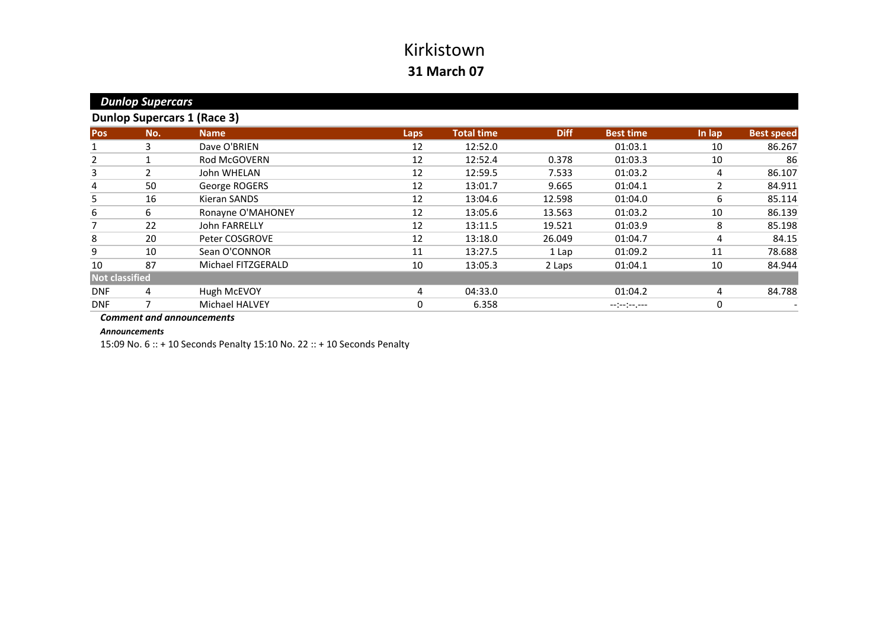# Kirkistown

## 31 March 07

### *Dunlop Supercars*

**Dunlop Supercars 1 (Race 3)**

| Pos | No. | Name | Laps | Total time | Diff | Best time | In lap | Best speed |
|---|---|---|---|---|---|---|---|---|
| 1 | 3 | Dave O'BRIEN | 12 | 12:52.0 | | 01:03.1 | 10 | 86.267 |
| 2 | 1 | Rod McGOVERN | 12 | 12:52.4 | 0.378 | 01:03.3 | 10 | 86 |
| 3 | 2 | John WHELAN | 12 | 12:59.5 | 7.533 | 01:03.2 | 4 | 86.107 |
| 4 | 50 | George ROGERS | 12 | 13:01.7 | 9.665 | 01:04.1 | 2 | 84.911 |
| 5 | 16 | Kieran SANDS | 12 | 13:04.6 | 12.598 | 01:04.0 | 6 | 85.114 |
| 6 | 6 | Ronayne O'MAHONEY | 12 | 13:05.6 | 13.563 | 01:03.2 | 10 | 86.139 |
| 7 | 22 | John FARRELLY | 12 | 13:11.5 | 19.521 | 01:03.9 | 8 | 85.198 |
| 8 | 20 | Peter COSGROVE | 12 | 13:18.0 | 26.049 | 01:04.7 | 4 | 84.15 |
| 9 | 10 | Sean O'CONNOR | 11 | 13:27.5 | 1 Lap | 01:09.2 | 11 | 78.688 |
| 10 | 87 | Michael FITZGERALD | 10 | 13:05.3 | 2 Laps | 01:04.1 | 10 | 84.944 |
| **Not classified** | | | | | | | | |
| DNF | 4 | Hugh McEVOY | 4 | 04:33.0 | | 01:04.2 | 4 | 84.788 |
| DNF | 7 | Michael HALVEY | 0 | 6.358 | | --:--:--.--- | 0 | - |

***Comment and announcements***

***Announcements***

15:09 No. 6 :: + 10 Seconds Penalty 15:10 No. 22 :: + 10 Seconds Penalty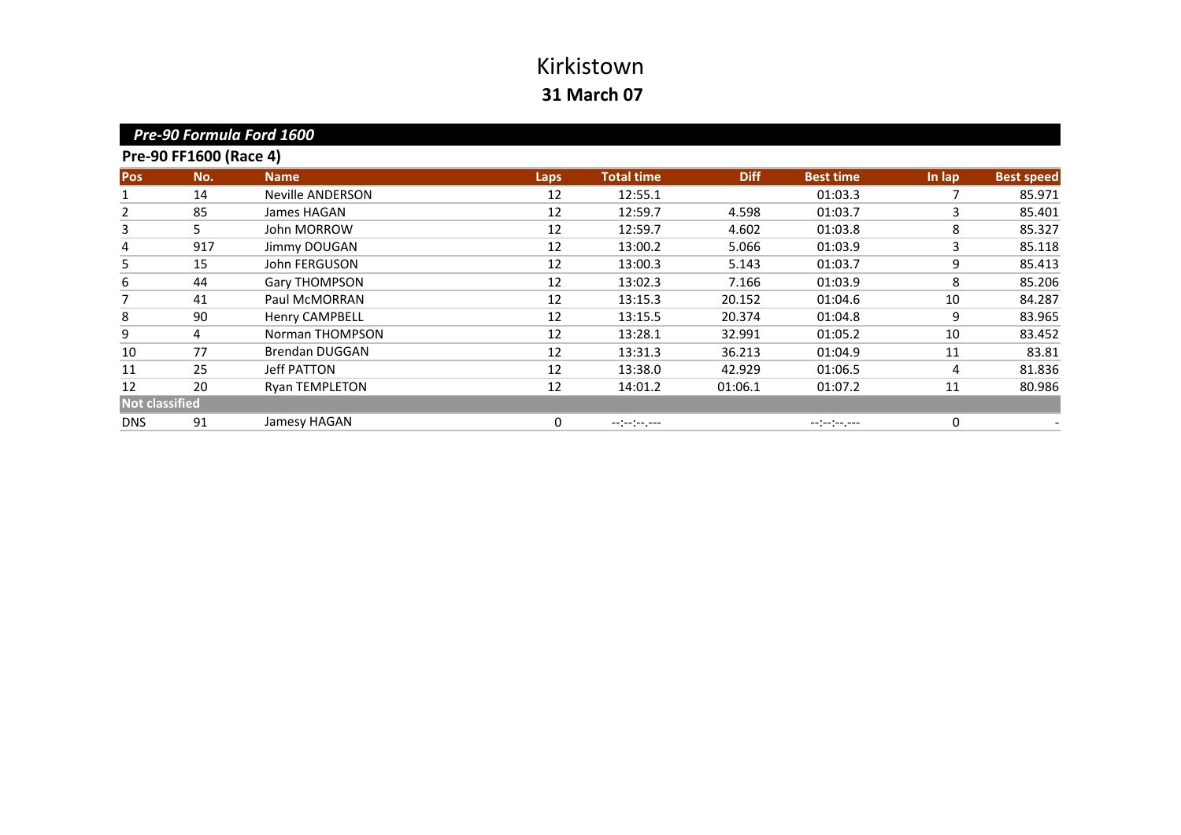# Kirkistown

## 31 March 07

### *Pre-90 Formula Ford 1600*

**Pre-90 FF1600 (Race 4)**

| Pos | No. | Name | Laps | Total time | Diff | Best time | In lap | Best speed |
|---|---|---|---|---|---|---|---|---|
| 1 | 14 | Neville ANDERSON | 12 | 12:55.1 | | 01:03.3 | 7 | 85.971 |
| 2 | 85 | James HAGAN | 12 | 12:59.7 | 4.598 | 01:03.7 | 3 | 85.401 |
| 3 | 5 | John MORROW | 12 | 12:59.7 | 4.602 | 01:03.8 | 8 | 85.327 |
| 4 | 917 | Jimmy DOUGAN | 12 | 13:00.2 | 5.066 | 01:03.9 | 3 | 85.118 |
| 5 | 15 | John FERGUSON | 12 | 13:00.3 | 5.143 | 01:03.7 | 9 | 85.413 |
| 6 | 44 | Gary THOMPSON | 12 | 13:02.3 | 7.166 | 01:03.9 | 8 | 85.206 |
| 7 | 41 | Paul McMORRAN | 12 | 13:15.3 | 20.152 | 01:04.6 | 10 | 84.287 |
| 8 | 90 | Henry CAMPBELL | 12 | 13:15.5 | 20.374 | 01:04.8 | 9 | 83.965 |
| 9 | 4 | Norman THOMPSON | 12 | 13:28.1 | 32.991 | 01:05.2 | 10 | 83.452 |
| 10 | 77 | Brendan DUGGAN | 12 | 13:31.3 | 36.213 | 01:04.9 | 11 | 83.81 |
| 11 | 25 | Jeff PATTON | 12 | 13:38.0 | 42.929 | 01:06.5 | 4 | 81.836 |
| 12 | 20 | Ryan TEMPLETON | 12 | 14:01.2 | 01:06.1 | 01:07.2 | 11 | 80.986 |
| **Not classified** | | | | | | | | |
| DNS | 91 | Jamesy HAGAN | 0 | --:--:--.--- | | --:--:--.--- | 0 | - |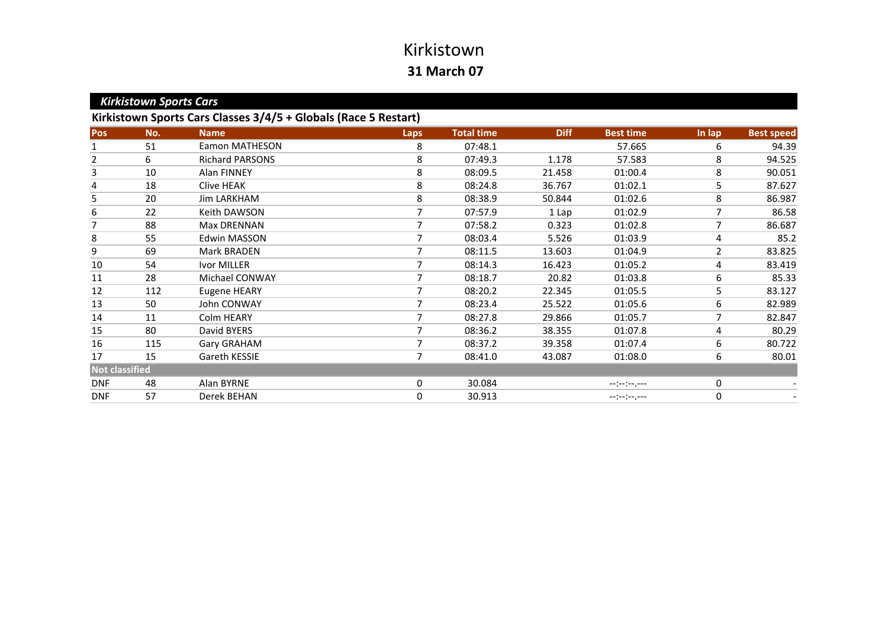# Kirkistown

**31 March 07**

## *Kirkistown Sports Cars*

### Kirkistown Sports Cars Classes 3/4/5 + Globals (Race 5 Restart)

| Pos | No. | Name | Laps | Total time | Diff | Best time | In lap | Best speed |
|---|---|---|---|---|---|---|---|---|
| 1 | 51 | Eamon MATHESON | 8 | 07:48.1 | | 57.665 | 6 | 94.39 |
| 2 | 6 | Richard PARSONS | 8 | 07:49.3 | 1.178 | 57.583 | 8 | 94.525 |
| 3 | 10 | Alan FINNEY | 8 | 08:09.5 | 21.458 | 01:00.4 | 8 | 90.051 |
| 4 | 18 | Clive HEAK | 8 | 08:24.8 | 36.767 | 01:02.1 | 5 | 87.627 |
| 5 | 20 | Jim LARKHAM | 8 | 08:38.9 | 50.844 | 01:02.6 | 8 | 86.987 |
| 6 | 22 | Keith DAWSON | 7 | 07:57.9 | 1 Lap | 01:02.9 | 7 | 86.58 |
| 7 | 88 | Max DRENNAN | 7 | 07:58.2 | 0.323 | 01:02.8 | 7 | 86.687 |
| 8 | 55 | Edwin MASSON | 7 | 08:03.4 | 5.526 | 01:03.9 | 4 | 85.2 |
| 9 | 69 | Mark BRADEN | 7 | 08:11.5 | 13.603 | 01:04.9 | 2 | 83.825 |
| 10 | 54 | Ivor MILLER | 7 | 08:14.3 | 16.423 | 01:05.2 | 4 | 83.419 |
| 11 | 28 | Michael CONWAY | 7 | 08:18.7 | 20.82 | 01:03.8 | 6 | 85.33 |
| 12 | 112 | Eugene HEARY | 7 | 08:20.2 | 22.345 | 01:05.5 | 5 | 83.127 |
| 13 | 50 | John CONWAY | 7 | 08:23.4 | 25.522 | 01:05.6 | 6 | 82.989 |
| 14 | 11 | Colm HEARY | 7 | 08:27.8 | 29.866 | 01:05.7 | 7 | 82.847 |
| 15 | 80 | David BYERS | 7 | 08:36.2 | 38.355 | 01:07.8 | 4 | 80.29 |
| 16 | 115 | Gary GRAHAM | 7 | 08:37.2 | 39.358 | 01:07.4 | 6 | 80.722 |
| 17 | 15 | Gareth KESSIE | 7 | 08:41.0 | 43.087 | 01:08.0 | 6 | 80.01 |
| **Not classified** | | | | | | | | |
| DNF | 48 | Alan BYRNE | 0 | 30.084 | | --:--:--.--- | 0 | - |
| DNF | 57 | Derek BEHAN | 0 | 30.913 | | --:--:--.--- | 0 | - |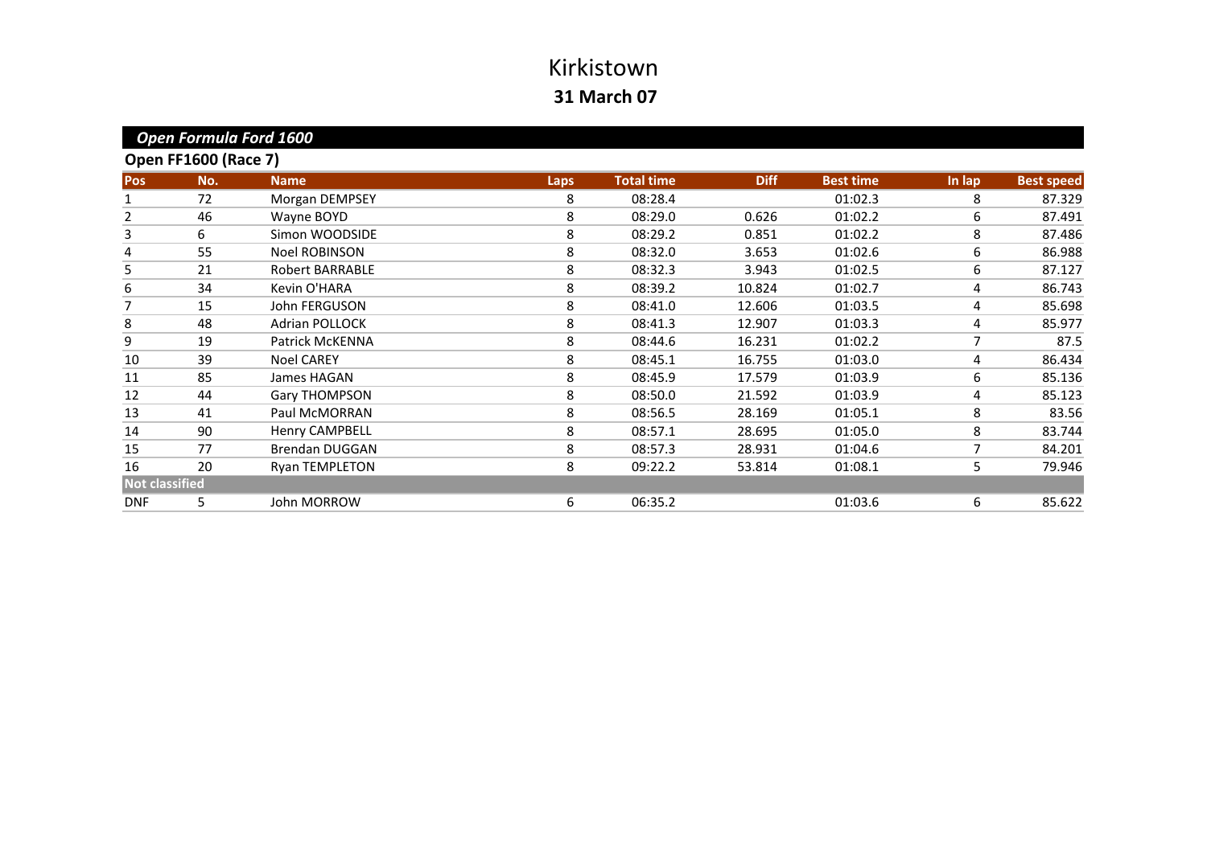# Kirkistown

**31 March 07**

## *Open Formula Ford 1600*

### Open FF1600 (Race 7)

| Pos | No. | Name | Laps | Total time | Diff | Best time | In lap | Best speed |
|---|---|---|---|---|---|---|---|---|
| 1 | 72 | Morgan DEMPSEY | 8 | 08:28.4 | | 01:02.3 | 8 | 87.329 |
| 2 | 46 | Wayne BOYD | 8 | 08:29.0 | 0.626 | 01:02.2 | 6 | 87.491 |
| 3 | 6 | Simon WOODSIDE | 8 | 08:29.2 | 0.851 | 01:02.2 | 8 | 87.486 |
| 4 | 55 | Noel ROBINSON | 8 | 08:32.0 | 3.653 | 01:02.6 | 6 | 86.988 |
| 5 | 21 | Robert BARRABLE | 8 | 08:32.3 | 3.943 | 01:02.5 | 6 | 87.127 |
| 6 | 34 | Kevin O'HARA | 8 | 08:39.2 | 10.824 | 01:02.7 | 4 | 86.743 |
| 7 | 15 | John FERGUSON | 8 | 08:41.0 | 12.606 | 01:03.5 | 4 | 85.698 |
| 8 | 48 | Adrian POLLOCK | 8 | 08:41.3 | 12.907 | 01:03.3 | 4 | 85.977 |
| 9 | 19 | Patrick McKENNA | 8 | 08:44.6 | 16.231 | 01:02.2 | 7 | 87.5 |
| 10 | 39 | Noel CAREY | 8 | 08:45.1 | 16.755 | 01:03.0 | 4 | 86.434 |
| 11 | 85 | James HAGAN | 8 | 08:45.9 | 17.579 | 01:03.9 | 6 | 85.136 |
| 12 | 44 | Gary THOMPSON | 8 | 08:50.0 | 21.592 | 01:03.9 | 4 | 85.123 |
| 13 | 41 | Paul McMORRAN | 8 | 08:56.5 | 28.169 | 01:05.1 | 8 | 83.56 |
| 14 | 90 | Henry CAMPBELL | 8 | 08:57.1 | 28.695 | 01:05.0 | 8 | 83.744 |
| 15 | 77 | Brendan DUGGAN | 8 | 08:57.3 | 28.931 | 01:04.6 | 7 | 84.201 |
| 16 | 20 | Ryan TEMPLETON | 8 | 09:22.2 | 53.814 | 01:08.1 | 5 | 79.946 |
| **Not classified** | | | | | | | | |
| DNF | 5 | John MORROW | 6 | 06:35.2 | | 01:03.6 | 6 | 85.622 |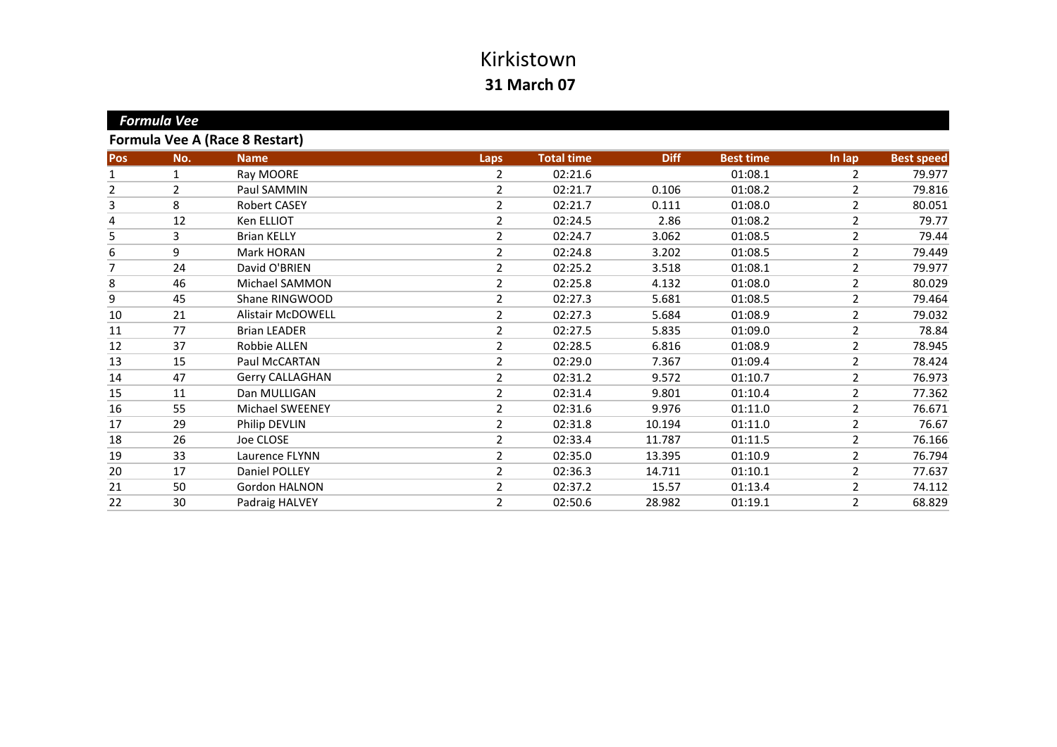# Kirkistown

## 31 March 07

### *Formula Vee*

### Formula Vee A (Race 8 Restart)

| Pos | No. | Name | Laps | Total time | Diff | Best time | In lap | Best speed |
|---|---|---|---|---|---|---|---|---|
| 1 | 1 | Ray MOORE | 2 | 02:21.6 | | 01:08.1 | 2 | 79.977 |
| 2 | 2 | Paul SAMMIN | 2 | 02:21.7 | 0.106 | 01:08.2 | 2 | 79.816 |
| 3 | 8 | Robert CASEY | 2 | 02:21.7 | 0.111 | 01:08.0 | 2 | 80.051 |
| 4 | 12 | Ken ELLIOT | 2 | 02:24.5 | 2.86 | 01:08.2 | 2 | 79.77 |
| 5 | 3 | Brian KELLY | 2 | 02:24.7 | 3.062 | 01:08.5 | 2 | 79.44 |
| 6 | 9 | Mark HORAN | 2 | 02:24.8 | 3.202 | 01:08.5 | 2 | 79.449 |
| 7 | 24 | David O'BRIEN | 2 | 02:25.2 | 3.518 | 01:08.1 | 2 | 79.977 |
| 8 | 46 | Michael SAMMON | 2 | 02:25.8 | 4.132 | 01:08.0 | 2 | 80.029 |
| 9 | 45 | Shane RINGWOOD | 2 | 02:27.3 | 5.681 | 01:08.5 | 2 | 79.464 |
| 10 | 21 | Alistair McDOWELL | 2 | 02:27.3 | 5.684 | 01:08.9 | 2 | 79.032 |
| 11 | 77 | Brian LEADER | 2 | 02:27.5 | 5.835 | 01:09.0 | 2 | 78.84 |
| 12 | 37 | Robbie ALLEN | 2 | 02:28.5 | 6.816 | 01:08.9 | 2 | 78.945 |
| 13 | 15 | Paul McCARTAN | 2 | 02:29.0 | 7.367 | 01:09.4 | 2 | 78.424 |
| 14 | 47 | Gerry CALLAGHAN | 2 | 02:31.2 | 9.572 | 01:10.7 | 2 | 76.973 |
| 15 | 11 | Dan MULLIGAN | 2 | 02:31.4 | 9.801 | 01:10.4 | 2 | 77.362 |
| 16 | 55 | Michael SWEENEY | 2 | 02:31.6 | 9.976 | 01:11.0 | 2 | 76.671 |
| 17 | 29 | Philip DEVLIN | 2 | 02:31.8 | 10.194 | 01:11.0 | 2 | 76.67 |
| 18 | 26 | Joe CLOSE | 2 | 02:33.4 | 11.787 | 01:11.5 | 2 | 76.166 |
| 19 | 33 | Laurence FLYNN | 2 | 02:35.0 | 13.395 | 01:10.9 | 2 | 76.794 |
| 20 | 17 | Daniel POLLEY | 2 | 02:36.3 | 14.711 | 01:10.1 | 2 | 77.637 |
| 21 | 50 | Gordon HALNON | 2 | 02:37.2 | 15.57 | 01:13.4 | 2 | 74.112 |
| 22 | 30 | Padraig HALVEY | 2 | 02:50.6 | 28.982 | 01:19.1 | 2 | 68.829 |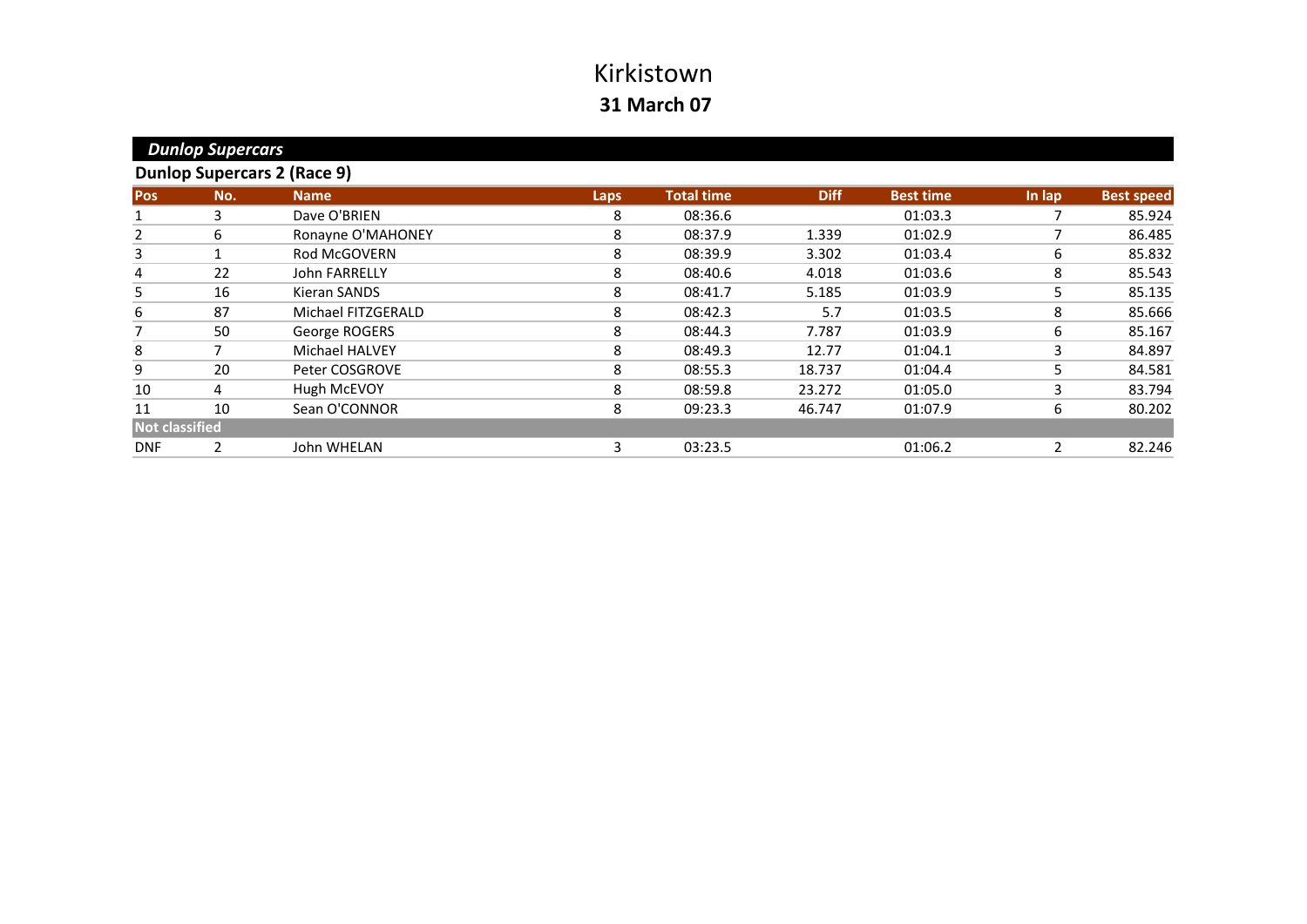# Kirkistown

**31 March 07**

***Dunlop Supercars***

## Dunlop Supercars 2 (Race 9)

| Pos | No. | Name | Laps | Total time | Diff | Best time | In lap | Best speed |
|---|---|---|---|---|---|---|---|---|
| 1 | 3 | Dave O'BRIEN | 8 | 08:36.6 | | 01:03.3 | 7 | 85.924 |
| 2 | 6 | Ronayne O'MAHONEY | 8 | 08:37.9 | 1.339 | 01:02.9 | 7 | 86.485 |
| 3 | 1 | Rod McGOVERN | 8 | 08:39.9 | 3.302 | 01:03.4 | 6 | 85.832 |
| 4 | 22 | John FARRELLY | 8 | 08:40.6 | 4.018 | 01:03.6 | 8 | 85.543 |
| 5 | 16 | Kieran SANDS | 8 | 08:41.7 | 5.185 | 01:03.9 | 5 | 85.135 |
| 6 | 87 | Michael FITZGERALD | 8 | 08:42.3 | 5.7 | 01:03.5 | 8 | 85.666 |
| 7 | 50 | George ROGERS | 8 | 08:44.3 | 7.787 | 01:03.9 | 6 | 85.167 |
| 8 | 7 | Michael HALVEY | 8 | 08:49.3 | 12.77 | 01:04.1 | 3 | 84.897 |
| 9 | 20 | Peter COSGROVE | 8 | 08:55.3 | 18.737 | 01:04.4 | 5 | 84.581 |
| 10 | 4 | Hugh McEVOY | 8 | 08:59.8 | 23.272 | 01:05.0 | 3 | 83.794 |
| 11 | 10 | Sean O'CONNOR | 8 | 09:23.3 | 46.747 | 01:07.9 | 6 | 80.202 |
| **Not classified** | | | | | | | | |
| DNF | 2 | John WHELAN | 3 | 03:23.5 | | 01:06.2 | 2 | 82.246 |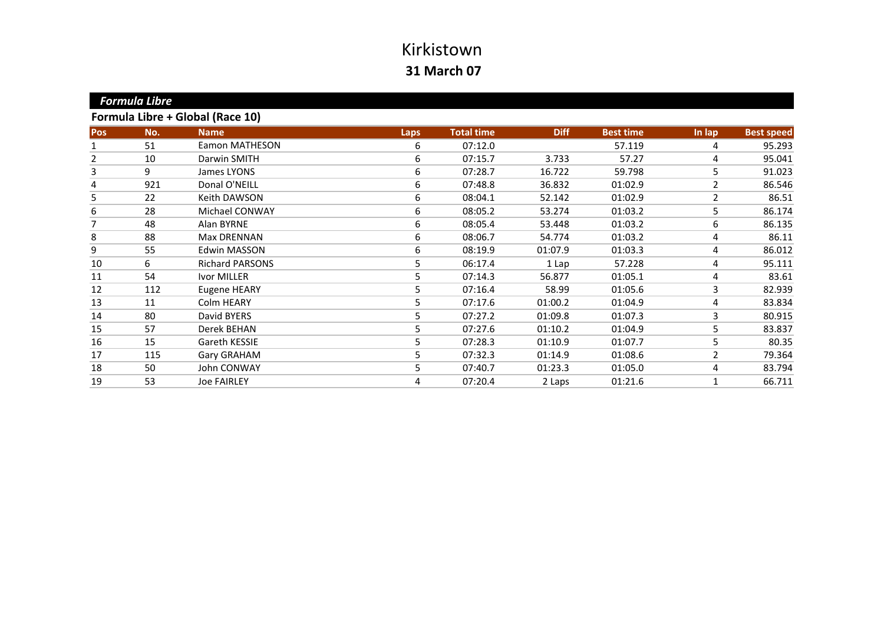# Kirkistown

**31 March 07**

***Formula Libre***

## Formula Libre + Global (Race 10)

| Pos | No. | Name | Laps | Total time | Diff | Best time | In lap | Best speed |
|---|---|---|---|---|---|---|---|---|
| 1 | 51 | Eamon MATHESON | 6 | 07:12.0 | | 57.119 | 4 | 95.293 |
| 2 | 10 | Darwin SMITH | 6 | 07:15.7 | 3.733 | 57.27 | 4 | 95.041 |
| 3 | 9 | James LYONS | 6 | 07:28.7 | 16.722 | 59.798 | 5 | 91.023 |
| 4 | 921 | Donal O'NEILL | 6 | 07:48.8 | 36.832 | 01:02.9 | 2 | 86.546 |
| 5 | 22 | Keith DAWSON | 6 | 08:04.1 | 52.142 | 01:02.9 | 2 | 86.51 |
| 6 | 28 | Michael CONWAY | 6 | 08:05.2 | 53.274 | 01:03.2 | 5 | 86.174 |
| 7 | 48 | Alan BYRNE | 6 | 08:05.4 | 53.448 | 01:03.2 | 6 | 86.135 |
| 8 | 88 | Max DRENNAN | 6 | 08:06.7 | 54.774 | 01:03.2 | 4 | 86.11 |
| 9 | 55 | Edwin MASSON | 6 | 08:19.9 | 01:07.9 | 01:03.3 | 4 | 86.012 |
| 10 | 6 | Richard PARSONS | 5 | 06:17.4 | 1 Lap | 57.228 | 4 | 95.111 |
| 11 | 54 | Ivor MILLER | 5 | 07:14.3 | 56.877 | 01:05.1 | 4 | 83.61 |
| 12 | 112 | Eugene HEARY | 5 | 07:16.4 | 58.99 | 01:05.6 | 3 | 82.939 |
| 13 | 11 | Colm HEARY | 5 | 07:17.6 | 01:00.2 | 01:04.9 | 4 | 83.834 |
| 14 | 80 | David BYERS | 5 | 07:27.2 | 01:09.8 | 01:07.3 | 3 | 80.915 |
| 15 | 57 | Derek BEHAN | 5 | 07:27.6 | 01:10.2 | 01:04.9 | 5 | 83.837 |
| 16 | 15 | Gareth KESSIE | 5 | 07:28.3 | 01:10.9 | 01:07.7 | 5 | 80.35 |
| 17 | 115 | Gary GRAHAM | 5 | 07:32.3 | 01:14.9 | 01:08.6 | 2 | 79.364 |
| 18 | 50 | John CONWAY | 5 | 07:40.7 | 01:23.3 | 01:05.0 | 4 | 83.794 |
| 19 | 53 | Joe FAIRLEY | 4 | 07:20.4 | 2 Laps | 01:21.6 | 1 | 66.711 |